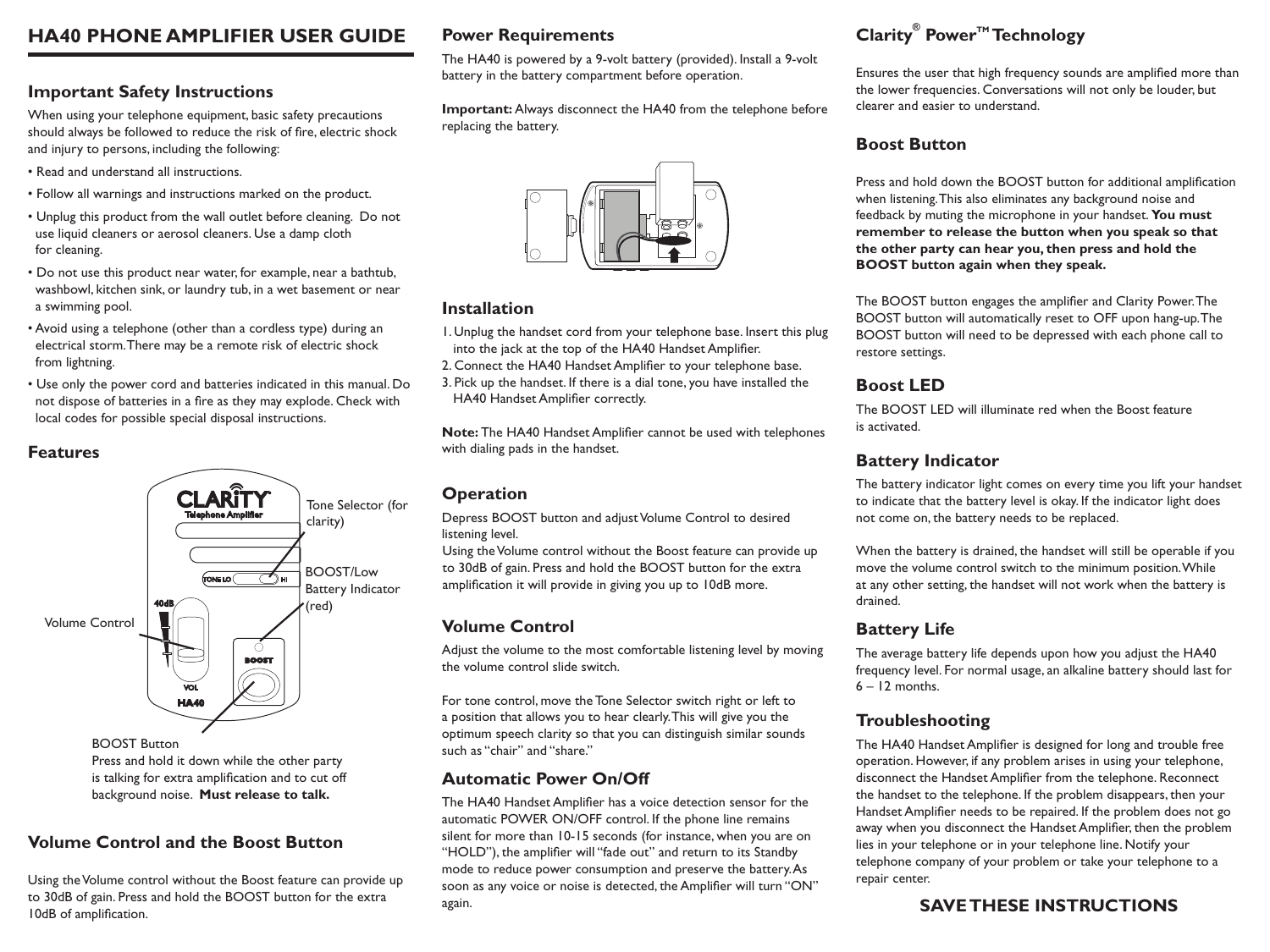# HA40 PHONE AMPLIFIER USER GUIDE

## Important Safety Instructions

When using your telephone equipment, basic safety precautions should always be followed to reduce the risk of fire, electric shock and injury to persons, including the following:

- Read and understand all instructions.
- Follow all warnings and instructions marked on the product.
- Unplug this product from the wall outlet before cleaning. Do not use liquid cleaners or aerosol cleaners. Use a damp cloth for cleaning.
- Do not use this product near water, for example, near a bathtub, washbowl, kitchen sink, or laundry tub, in a wet basement or near a swimming pool.
- Avoid using a telephone (other than a cordless type) during an electrical storm. There may be a remote risk of electric shock from lightning.
- Use only the power cord and batteries indicated in this manual. Do not dispose of batteries in a fire as they may explode. Check with local codes for possible special disposal instructions.

## Features

Tone Selector (for clarity)

BOOST/Low Battery Indicator (red)

Volume Control

BOOST Button
Press and hold it down while the other party is talking for extra amplification and to cut off background noise. **Must release to talk.**

## Volume Control and the Boost Button

Using the Volume control without the Boost feature can provide up to 30dB of gain. Press and hold the BOOST button for the extra 10dB of amplification.

## Power Requirements

The HA40 is powered by a 9-volt battery (provided). Install a 9-volt battery in the battery compartment before operation.

**Important:** Always disconnect the HA40 from the telephone before replacing the battery.

## Installation

1. Unplug the handset cord from your telephone base. Insert this plug into the jack at the top of the HA40 Handset Amplifier.
2. Connect the HA40 Handset Amplifier to your telephone base.
3. Pick up the handset. If there is a dial tone, you have installed the HA40 Handset Amplifier correctly.

**Note:** The HA40 Handset Amplifier cannot be used with telephones with dialing pads in the handset.

## Operation

Depress BOOST button and adjust Volume Control to desired listening level.
Using the Volume control without the Boost feature can provide up to 30dB of gain. Press and hold the BOOST button for the extra amplification it will provide in giving you up to 10dB more.

## Volume Control

Adjust the volume to the most comfortable listening level by moving the volume control slide switch.

For tone control, move the Tone Selector switch right or left to a position that allows you to hear clearly. This will give you the optimum speech clarity so that you can distinguish similar sounds such as "chair" and "share."

## Automatic Power On/Off

The HA40 Handset Amplifier has a voice detection sensor for the automatic POWER ON/OFF control. If the phone line remains silent for more than 10-15 seconds (for instance, when you are on "HOLD"), the amplifier will "fade out" and return to its Standby mode to reduce power consumption and preserve the battery. As soon as any voice or noise is detected, the Amplifier will turn "ON" again.

## Clarity® Power™ Technology

Ensures the user that high frequency sounds are amplified more than the lower frequencies. Conversations will not only be louder, but clearer and easier to understand.

## Boost Button

Press and hold down the BOOST button for additional amplification when listening. This also eliminates any background noise and feedback by muting the microphone in your handset. **You must remember to release the button when you speak so that the other party can hear you, then press and hold the BOOST button again when they speak.**

The BOOST button engages the amplifier and Clarity Power. The BOOST button will automatically reset to OFF upon hang-up. The BOOST button will need to be depressed with each phone call to restore settings.

## Boost LED

The BOOST LED will illuminate red when the Boost feature is activated.

## Battery Indicator

The battery indicator light comes on every time you lift your handset to indicate that the battery level is okay. If the indicator light does not come on, the battery needs to be replaced.

When the battery is drained, the handset will still be operable if you move the volume control switch to the minimum position. While at any other setting, the handset will not work when the battery is drained.

## Battery Life

The average battery life depends upon how you adjust the HA40 frequency level. For normal usage, an alkaline battery should last for 6 – 12 months.

## Troubleshooting

The HA40 Handset Amplifier is designed for long and trouble free operation. However, if any problem arises in using your telephone, disconnect the Handset Amplifier from the telephone. Reconnect the handset to the telephone. If the problem disappears, then your Handset Amplifier needs to be repaired. If the problem does not go away when you disconnect the Handset Amplifier, then the problem lies in your telephone or in your telephone line. Notify your telephone company of your problem or take your telephone to a repair center.

**SAVE THESE INSTRUCTIONS**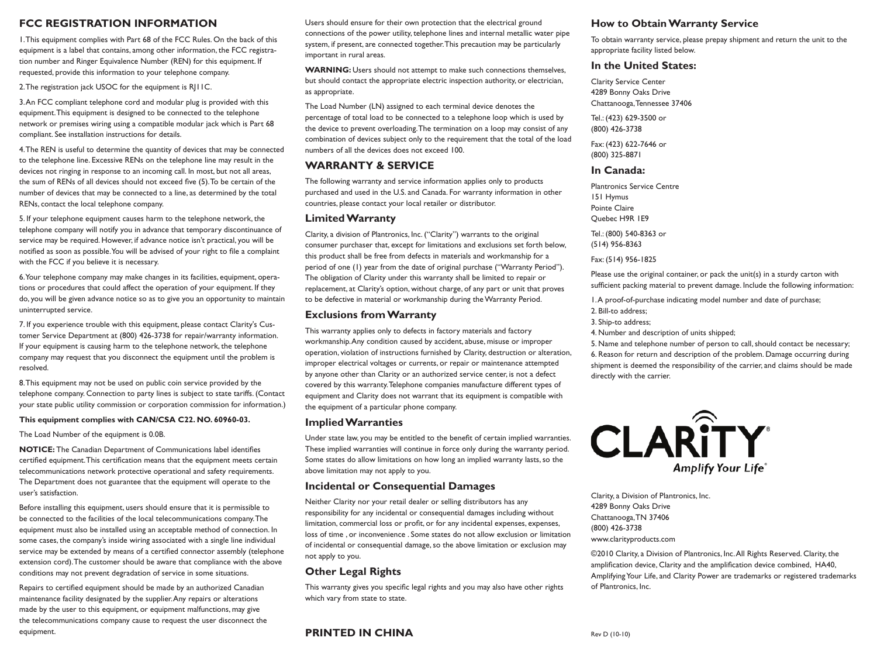## FCC REGISTRATION INFORMATION

1. This equipment complies with Part 68 of the FCC Rules. On the back of this equipment is a label that contains, among other information, the FCC registration number and Ringer Equivalence Number (REN) for this equipment. If requested, provide this information to your telephone company.

2. The registration jack USOC for the equipment is RJ11C.

3. An FCC compliant telephone cord and modular plug is provided with this equipment. This equipment is designed to be connected to the telephone network or premises wiring using a compatible modular jack which is Part 68 compliant. See installation instructions for details.

4. The REN is useful to determine the quantity of devices that may be connected to the telephone line. Excessive RENs on the telephone line may result in the devices not ringing in response to an incoming call. In most, but not all areas, the sum of RENs of all devices should not exceed five (5). To be certain of the number of devices that may be connected to a line, as determined by the total RENs, contact the local telephone company.

5. If your telephone equipment causes harm to the telephone network, the telephone company will notify you in advance that temporary discontinuance of service may be required. However, if advance notice isn't practical, you will be notified as soon as possible. You will be advised of your right to file a complaint with the FCC if you believe it is necessary.

6. Your telephone company may make changes in its facilities, equipment, operations or procedures that could affect the operation of your equipment. If they do, you will be given advance notice so as to give you an opportunity to maintain uninterrupted service.

7. If you experience trouble with this equipment, please contact Clarity's Customer Service Department at (800) 426-3738 for repair/warranty information. If your equipment is causing harm to the telephone network, the telephone company may request that you disconnect the equipment until the problem is resolved.

8. This equipment may not be used on public coin service provided by the telephone company. Connection to party lines is subject to state tariffs. (Contact your state public utility commission or corporation commission for information.)

**This equipment complies with CAN/CSA C22. NO. 60960-03.**

The Load Number of the equipment is 0.0B.

**NOTICE:** The Canadian Department of Communications label identifies certified equipment. This certification means that the equipment meets certain telecommunications network protective operational and safety requirements. The Department does not guarantee that the equipment will operate to the user's satisfaction.

Before installing this equipment, users should ensure that it is permissible to be connected to the facilities of the local telecommunications company. The equipment must also be installed using an acceptable method of connection. In some cases, the company's inside wiring associated with a single line individual service may be extended by means of a certified connector assembly (telephone extension cord). The customer should be aware that compliance with the above conditions may not prevent degradation of service in some situations.

Repairs to certified equipment should be made by an authorized Canadian maintenance facility designated by the supplier. Any repairs or alterations made by the user to this equipment, or equipment malfunctions, may give the telecommunications company cause to request the user disconnect the equipment.

Users should ensure for their own protection that the electrical ground connections of the power utility, telephone lines and internal metallic water pipe system, if present, are connected together. This precaution may be particularly important in rural areas.

**WARNING:** Users should not attempt to make such connections themselves, but should contact the appropriate electric inspection authority, or electrician, as appropriate.

The Load Number (LN) assigned to each terminal device denotes the percentage of total load to be connected to a telephone loop which is used by the device to prevent overloading. The termination on a loop may consist of any combination of devices subject only to the requirement that the total of the load numbers of all the devices does not exceed 100.

## WARRANTY & SERVICE

The following warranty and service information applies only to products purchased and used in the U.S. and Canada. For warranty information in other countries, please contact your local retailer or distributor.

### Limited Warranty

Clarity, a division of Plantronics, Inc. ("Clarity") warrants to the original consumer purchaser that, except for limitations and exclusions set forth below, this product shall be free from defects in materials and workmanship for a period of one (1) year from the date of original purchase ("Warranty Period"). The obligation of Clarity under this warranty shall be limited to repair or replacement, at Clarity's option, without charge, of any part or unit that proves to be defective in material or workmanship during the Warranty Period.

### Exclusions from Warranty

This warranty applies only to defects in factory materials and factory workmanship. Any condition caused by accident, abuse, misuse or improper operation, violation of instructions furnished by Clarity, destruction or alteration, improper electrical voltages or currents, or repair or maintenance attempted by anyone other than Clarity or an authorized service center, is not a defect covered by this warranty. Telephone companies manufacture different types of equipment and Clarity does not warrant that its equipment is compatible with the equipment of a particular phone company.

### Implied Warranties

Under state law, you may be entitled to the benefit of certain implied warranties. These implied warranties will continue in force only during the warranty period. Some states do allow limitations on how long an implied warranty lasts, so the above limitation may not apply to you.

### Incidental or Consequential Damages

Neither Clarity nor your retail dealer or selling distributors has any responsibility for any incidental or consequential damages including without limitation, commercial loss or profit, or for any incidental expenses, expenses, loss of time , or inconvenience . Some states do not allow exclusion or limitation of incidental or consequential damage, so the above limitation or exclusion may not apply to you.

### Other Legal Rights

This warranty gives you specific legal rights and you may also have other rights which vary from state to state.

**PRINTED IN CHINA**

### How to Obtain Warranty Service

To obtain warranty service, please prepay shipment and return the unit to the appropriate facility listed below.

### In the United States:

Clarity Service Center
4289 Bonny Oaks Drive
Chattanooga, Tennessee 37406

Tel.: (423) 629-3500 or
(800) 426-3738

Fax: (423) 622-7646 or
(800) 325-8871

### In Canada:

Plantronics Service Centre
151 Hymus
Pointe Claire
Quebec H9R 1E9

Tel.: (800) 540-8363 or
(514) 956-8363

Fax: (514) 956-1825

Please use the original container, or pack the unit(s) in a sturdy carton with sufficient packing material to prevent damage. Include the following information:

1. A proof-of-purchase indicating model number and date of purchase;
2. Bill-to address;
3. Ship-to address;
4. Number and description of units shipped;
5. Name and telephone number of person to call, should contact be necessary;
6. Reason for return and description of the problem. Damage occurring during shipment is deemed the responsibility of the carrier, and claims should be made directly with the carrier.

CLARITY®
*Amplify Your Life®*

Clarity, a Division of Plantronics, Inc.
4289 Bonny Oaks Drive
Chattanooga, TN 37406
(800) 426-3738
www.clarityproducts.com

©2010 Clarity, a Division of Plantronics, Inc. All Rights Reserved. Clarity, the amplification device, Clarity and the amplification device combined, HA40, Amplifying Your Life, and Clarity Power are trademarks or registered trademarks of Plantronics, Inc.

Rev D (10-10)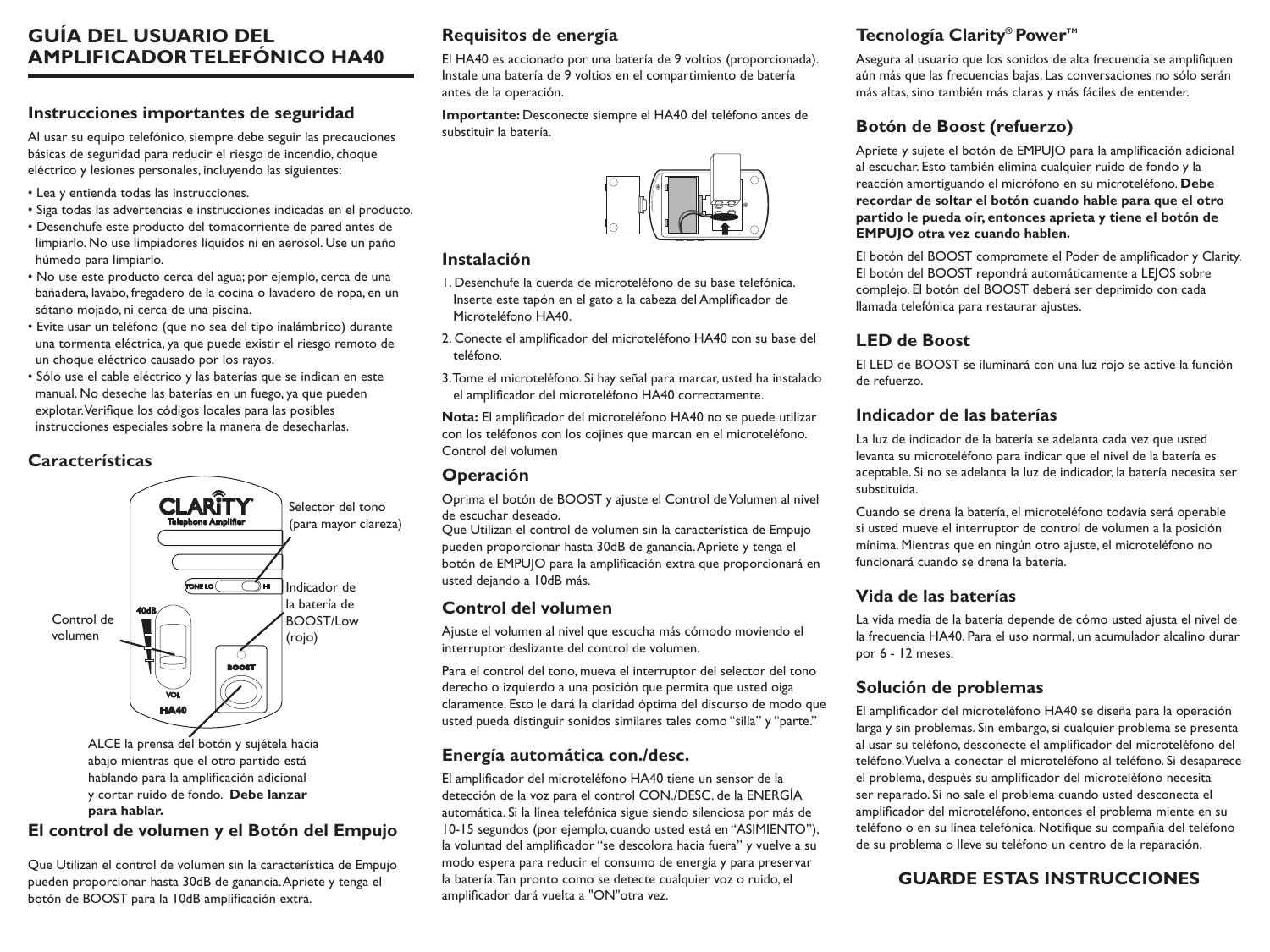# GUÍA DEL USUARIO DEL AMPLIFICADOR TELEFÓNICO HA40

## Instrucciones importantes de seguridad

Al usar su equipo telefónico, siempre debe seguir las precauciones básicas de seguridad para reducir el riesgo de incendio, choque eléctrico y lesiones personales, incluyendo las siguientes:

- Lea y entienda todas las instrucciones.
- Siga todas las advertencias e instrucciones indicadas en el producto.
- Desenchufe este producto del tomacorriente de pared antes de limpiarlo. No use limpiadores líquidos ni en aerosol. Use un paño húmedo para limpiarlo.
- No use este producto cerca del agua; por ejemplo, cerca de una bañadera, lavabo, fregadero de la cocina o lavadero de ropa, en un sótano mojado, ni cerca de una piscina.
- Evite usar un teléfono (que no sea del tipo inalámbrico) durante una tormenta eléctrica, ya que puede existir el riesgo remoto de un choque eléctrico causado por los rayos.
- Sólo use el cable eléctrico y las baterías que se indican en este manual. No deseche las baterías en un fuego, ya que pueden explotar. Verifique los códigos locales para las posibles instrucciones especiales sobre la manera de desecharlas.

## Características

CLARITY Telephone Amplifier

Selector del tono (para mayor claridad)

TONE LO — HI

Control de volumen

40dB

VOL

Indicador de la batería de BOOST/Low (rojo)

BOOST

HA40

ALCE la prensa del botón y sujétela hacia abajo mientras que el otro partido está hablando para la amplificación adicional y cortar ruido de fondo. **Debe lanzar para hablar.**

## El control de volumen y el Botón del Empujo

Que Utilizan el control de volumen sin la característica de Empujo pueden proporcionar hasta 30dB de ganancia. Apriete y tenga el botón de BOOST para la 10dB amplificación extra.

## Requisitos de energía

El HA40 es accionado por una batería de 9 voltios (proporcionada). Instale una batería de 9 voltios en el compartimiento de batería antes de la operación.

**Importante:** Desconecte siempre el HA40 del teléfono antes de substituir la batería.

## Instalación

1. Desenchufe la cuerda de microteléfono de su base telefónica. Inserte este tapón en el gato a la cabeza del Amplificador de Microteléfono HA40.
2. Conecte el amplificador del microteléfono HA40 con su base del teléfono.
3. Tome el microteléfono. Si hay señal para marcar, usted ha instalado el amplificador del microteléfono HA40 correctamente.

**Nota:** El amplificador del microteléfono HA40 no se puede utilizar con los teléfonos con los cojines que marcan en el microteléfono. Control del volumen

## Operación

Oprima el botón de BOOST y ajuste el Control de Volumen al nivel de escuchar deseado.
Que Utilizan el control de volumen sin la característica de Empujo pueden proporcionar hasta 30dB de ganancia. Apriete y tenga el botón de EMPUJO para la amplificación extra que proporcionará en usted dejando a 10dB más.

## Control del volumen

Ajuste el volumen al nivel que escucha más cómodo moviendo el interruptor deslizante del control de volumen.

Para el control del tono, mueva el interruptor del selector del tono derecho o izquierdo a una posición que permita que usted oiga claramente. Esto le dará la claridad óptima del discurso de modo que usted pueda distinguir sonidos similares tales como "silla" y "parte."

## Energía automática con./desc.

El amplificador del microteléfono HA40 tiene un sensor de la detección de la voz para el control CON./DESC. de la ENERGÍA automática. Si la línea telefónica sigue siendo silenciosa por más de 10-15 segundos (por ejemplo, cuando usted está en "ASIMIENTO"), la voluntad del amplificador "se descolora hacia fuera" y vuelve a su modo espera para reducir el consumo de energía y para preservar la batería. Tan pronto como se detecte cualquier voz o ruido, el amplificador dará vuelta a "ON"otra vez.

## Tecnología Clarity® Power™

Asegura al usuario que los sonidos de alta frecuencia se amplifiquen aún más que las frecuencias bajas. Las conversaciones no sólo serán más altas, sino también más claras y más fáciles de entender.

## Botón de Boost (refuerzo)

Apriete y sujete el botón de EMPUJO para la amplificación adicional al escuchar. Esto también elimina cualquier ruido de fondo y la reacción amortiguando el micrófono en su microteléfono. **Debe recordar de soltar el botón cuando hable para que el otro partido le pueda oír, entonces aprieta y tiene el botón de EMPUJO otra vez cuando hablen.**

El botón del BOOST compromete el Poder de amplificador y Clarity. El botón del BOOST repondrá automáticamente a LEJOS sobre complejo. El botón del BOOST deberá ser deprimido con cada llamada telefónica para restaurar ajustes.

## LED de Boost

El LED de BOOST se iluminará con una luz rojo se active la función de refuerzo.

## Indicador de las baterías

La luz de indicador de la batería se adelanta cada vez que usted levanta su microteléfono para indicar que el nivel de la batería es aceptable. Si no se adelanta la luz de indicador, la batería necesita ser substituida.

Cuando se drena la batería, el microteléfono todavía será operable si usted mueve el interruptor de control de volumen a la posición mínima. Mientras que en ningún otro ajuste, el microteléfono no funcionará cuando se drena la batería.

## Vida de las baterías

La vida media de la batería depende de cómo usted ajusta el nivel de la frecuencia HA40. Para el uso normal, un acumulador alcalino durar por 6 - 12 meses.

## Solución de problemas

El amplificador del microteléfono HA40 se diseña para la operación larga y sin problemas. Sin embargo, si cualquier problema se presenta al usar su teléfono, desconecte el amplificador del microteléfono del teléfono. Vuelva a conectar el microteléfono al teléfono. Si desaparece el problema, después su amplificador del microteléfono necesita ser reparado. Si no sale el problema cuando usted desconecta el amplificador del microteléfono, entonces el problema miente en su teléfono o en su línea telefónica. Notifique su compañía del teléfono de su problema o lleve su teléfono un centro de la reparación.

**GUARDE ESTAS INSTRUCCIONES**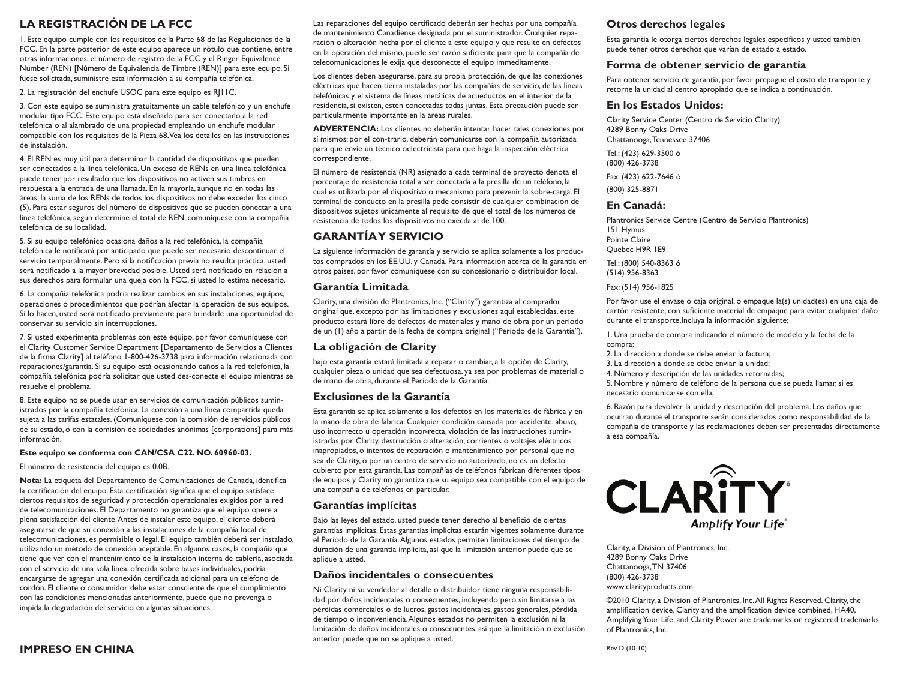## LA REGISTRACIÓN DE LA FCC

1. Este equipo cumple con los requisitos de la Parte 68 de las Regulaciones de la FCC. En la parte posterior de este equipo aparece un rótulo que contiene, entre otras informaciones, el número de registro de la FCC y el Ringer Equivalence Number (REN) [Número de Equivalencia de Timbre (REN)] para este equipo. Si fuese solicitada, suministre esta información a su compañía telefónica.

2. La registración del enchufe USOC para este equipo es RJ11C.

3. Con este equipo se suministra gratuitamente un cable telefónico y un enchufe modular tipo FCC. Este equipo está diseñado para ser conectado a la red telefónica o al alambrado de una propiedad empleando un enchufe modular compatible con los requisitos de la Pieza 68. Vea los detalles en las instrucciones de instalación.

4. El REN es muy útil para determinar la cantidad de dispositivos que pueden ser conectados a la línea telefónica. Un exceso de RENs en una línea telefónica puede tener por resultado que los dispositivos no activen sus timbres en respuesta a la entrada de una llamada. En la mayoría, aunque no en todas las áreas, la suma de los RENs de todos los dispositivos no debe exceder los cinco (5). Para estar seguros del número de dispositivos que se pueden conectar a una línea telefónica, según determine el total de REN, comuníquese con la compañía telefónica de su localidad.

5. Si su equipo telefónico ocasiona daños a la red telefónica, la compañía telefónica le notificará por anticipado que puede ser necesario descontinuar el servicio temporalmente. Pero si la notificación previa no resulta práctica, usted será notificado a la mayor brevedad posible. Usted será notificado en relación a sus derechos para formular una queja con la FCC, si usted lo estima necesario.

6. La compañía telefónica podría realizar cambios en sus instalaciones, equipos, operaciones o procedimientos que podrían afectar la operación de sus equipos. Si lo hacen, usted será notificado previamente para brindarle una oportunidad de conservar su servicio sin interrupciones.

7. Si usted experimenta problemas con este equipo, por favor comuníquese con el Clarity Customer Service Department [Departamento de Servicios a Clientes de la firma Clarity] al teléfono 1-800-426-3738 para información relacionada con reparaciones/garantía. Si su equipo está ocasionando daños a la red telefónica, la compañía telefónica podría solicitar que usted des-conecte el equipo mientras se resuelve el problema.

8. Este equipo no se puede usar en servicios de comunicación públicos suministrados por la compañía telefónica. La conexión a una línea compartida queda sujeta a las tarifas estatales. (Comuníquese con la comisión de servicios públicos de su estado, o con la comisión de sociedades anónimas [corporations] para más información.

**Este equipo se conforma con CAN/CSA C22. NO. 60960-03.**

El número de resistencia del equipo es 0.0B.

**Nota:** La etiqueta del Departamento de Comunicaciones de Canada, identifica la certificación del equipo. Esta certificación significa que el equipo satisface ciertos requisitos de seguridad y protección operacionales exigidos por la red de telecomunicaciones. El Departamento no garantiza que el equipo opere a plena satisfacción del cliente. Antes de instalar este equipo, el cliente deberá asegurarse de que su conexión a las instalaciones de la compañía local de telecomunicaciones, es permisible o legal. El equipo también deberá ser instalado, utilizando un método de conexión aceptable. En algunos casos, la compañía que tiene que ver con el mantenimiento de la instalación interna de cablería, asociada con el servicio de una sola línea, ofrecida sobre bases individuales, podría encargarse de agregar una conexión certificada adicional para un teléfono de cordón. El cliente o consumidor debe estar consciente de que el cumplimiento con las condiciones mencionadas anteriormente, puede que no prevenga o impida la degradación del servicio en algunas situaciones.

**IMPRESO EN CHINA**

Las reparaciones del equipo certificado deberán ser hechas por una compañía de mantenimiento Canadiense designada por el suministrador. Cualquier reparación o alteración hecha por el cliente a este equipo y que resulte en defectos en la operación del mismo, puede ser razón suficiente para que la compañía de telecomunicaciones le exija que desconecte el equipo immediatamente.

Los clientes deben asegurarse, para su propia protección, de que las conexiones eléctricas que hacen tierra instaladas por las compañías de servicio, de las líneas telefónicas y el sistema de líneas metálicas de acueductos en el interior de la residencia, si existen, esten conectadas todas juntas. Esta precaución puede ser particularmente importante en la areas rurales.

**ADVERTENCIA:** Los clientes no deberán intentar hacer tales conexiones por sí mismos; por el con-trario, deberán comunicarse con la compañía autorizada para que envíe un técnico oelectricista para que haga la inspección eléctrica correspondiente.

El número de resistencia (NR) asignado a cada terminal de proyecto denota el porcentaje de resistencia total a ser conectada a la presilla de un teléfono, la cual es utilizada por el dispositivo o mecanismo para prevenir la sobre-carga. El terminal de conducto en la presilla pede consistir de cualquier combinación de dispositivos sujetos únicamente al requisito de que el total de los números de resistencia de todos los dispositivos no execda al de 100.

## GARANTÍA Y SERVICIO

La siguiente información de garantía y servicio se aplica solamente a los productos comprados en los EE.UU. y Canadá. Para información acerca de la garantía en otros países, por favor comuníquese con su concesionario o distribuidor local.

### Garantía Limitada

Clarity, una división de Plantronics, Inc. ("Clarity") garantiza al comprador original que, excepto por las limitaciones y exclusiones aquí establecidas, este producto estará libre de defectos de materiales y mano de obra por un período de un (1) año a partir de la fecha de compra original ("Período de la Garantía").

### La obligación de Clarity

bajo esta garantía estará limitada a reparar o cambiar, a la opción de Clarity, cualquier pieza o unidad que sea defectuosa, ya sea por problemas de material o de mano de obra, durante el Período de la Garantía.

### Exclusiones de la Garantía

Esta garantía se aplica solamente a los defectos en los materiales de fábrica y en la mano de obra de fábrica. Cualquier condición causada por accidente, abuso, uso incorrecto u operación incor-recta, violación de las instrucciones suministradas por Clarity, destrucción o alteración, corrientes o voltajes eléctricos inapropiados, o intentos de reparación o mantenimiento por personal que no sea de Clarity, o por un centro de servicio no autorizado, no es un defecto cubierto por esta garantía. Las compañías de teléfonos fabrican diferentes tipos de equipos y Clarity no garantiza que su equipo sea compatible con el equipo de una compañía de teléfonos en particular.

### Garantías implícitas

Bajo las leyes del estado, usted puede tener derecho al beneficio de ciertas garantías implícitas. Estas garantías implícitas estarán vigentes solamente durante el Período de la Garantía. Algunos estados permiten limitaciones del tiempo de duración de una garantía implícita, así que la limitación anterior puede que se aplique a usted.

### Daños incidentales o consecuentes

Ni Clarity ni su vendedor al detalle o distribuidor tiene ninguna responsabilidad por daños incidentales o consecuentes, incluyendo pero sin limitarse a las pérdidas comerciales o de lucros, gastos incidentales, gastos generales, pérdida de tiempo o inconveniencia. Algunos estados no permiten la exclusión ni la limitación de daños incidentales o consecuentes, así que la limitación o exclusión anterior puede que no se aplique a usted.

### Otros derechos legales

Esta garantía le otorga ciertos derechos legales específicos y usted también puede tener otros derechos que varían de estado a estado.

### Forma de obtener servicio de garantía

Para obtener servicio de garantía, por favor prepague el costo de transporte y retorne la unidad al centro apropiado que se indica a continuación.

### En los Estados Unidos:

Clarity Service Center (Centro de Servicio Clarity)
4289 Bonny Oaks Drive
Chattanooga, Tennessee 37406

Tel.: (423) 629-3500 ó
(800) 426-3738

Fax: (423) 622-7646 ó

(800) 325-8871

### En Canadá:

Plantronics Service Centre (Centro de Servicio Plantronics)
151 Hymus
Pointe Claire
Quebec H9R 1E9

Tel.: (800) 540-8363 ó
(514) 956-8363

Fax: (514) 956-1825

Por favor use el envase o caja original, o empaque la(s) unidad(es) en una caja de cartón resistente, con suficiente material de empaque para evitar cualquier daño durante el transporte. Incluya la información siguiente:

1. Una prueba de compra indicando el número de modelo y la fecha de la compra;
2. La dirección a donde se debe enviar la factura;
3. La dirección a donde se debe enviar la unidad;
4. Número y descripción de las unidades retornadas;
5. Nombre y número de teléfono de la persona que se pueda llamar, si es necesario comunicarse con ella;

6. Razón para devolver la unidad y descripción del problema. Los daños que ocurran durante el transporte serán considerados como responsabilidad de la compañía de transporte y las reclamaciones deben ser presentadas directamente a esa compañía.

CLARiTY®
*Amplify Your Life®*

Clarity, a Division of Plantronics, Inc.
4289 Bonny Oaks Drive
Chattanooga, TN 37406
(800) 426-3738
www.clarityproducts.com

©2010 Clarity, a Division of Plantronics, Inc. All Rights Reserved. Clarity, the amplification device, Clarity and the amplification device combined, HA40, Amplifying Your Life, and Clarity Power are trademarks or registered trademarks of Plantronics, Inc.

Rev D (10-10)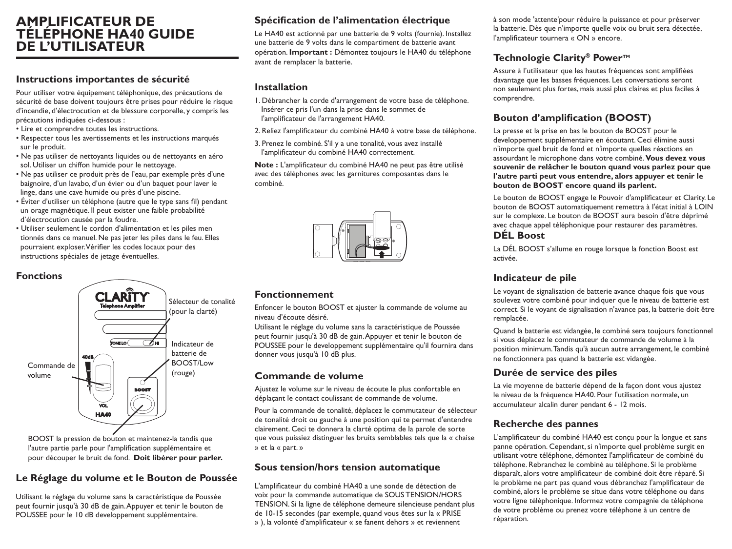# AMPLIFICATEUR DE TÉLÉPHONE HA40 GUIDE DE L'UTILISATEUR

## Instructions importantes de sécurité

Pour utiliser votre équipement téléphonique, des précautions de sécurité de base doivent toujours être prises pour réduire le risque d'incendie, d'électrocution et de blessure corporelle, y compris les précautions indiquées ci-dessous :

- Lire et comprendre toutes les instructions.
- Respecter tous les avertissements et les instructions marqués sur le produit.
- Ne pas utiliser de nettoyants liquides ou de nettoyants en aéro sol. Utiliser un chiffon humide pour le nettoyage.
- Ne pas utiliser ce produit près de l'eau, par exemple près d'une baignoire, d'un lavabo, d'un évier ou d'un baquet pour laver le linge, dans une cave humide ou près d'une piscine.
- Éviter d'utiliser un téléphone (autre que le type sans fil) pendant un orage magnétique. Il peut exister une faible probabilité d'électrocution causée par la foudre.
- Utiliser seulement le cordon d'alimentation et les piles men tionnés dans ce manuel. Ne pas jeter les piles dans le feu. Elles pourraient exploser. Vérifier les codes locaux pour des instructions spéciales de jetage éventuelles.

## Fonctions

Sélecteur de tonalité (pour la clarté)

Indicateur de batterie de BOOST/Low (rouge)

Commande de volume

BOOST la pression de bouton et maintenez-la tandis que l'autre partie parle pour l'amplification supplémentaire et pour découper le bruit de fond. **Doit libérer pour parler.**

## Le Réglage du volume et le Bouton de Poussée

Utilisant le réglage du volume sans la caractéristique de Poussée peut fournir jusqu'à 30 dB de gain. Appuyer et tenir le bouton de POUSSEE pour le 10 dB developpement supplémentaire.

## Spécification de l'alimentation électrique

Le HA40 est actionné par une batterie de 9 volts (fournie). Installez une batterie de 9 volts dans le compartiment de batterie avant opération. **Important :** Démontez toujours le HA40 du téléphone avant de remplacer la batterie.

## Installation

1. Débrancher la corde d'arrangement de votre base de téléphone. Insérer ce pris l'un dans la prise dans le sommet de l'amplificateur de l'arrangement HA40.
2. Reliez l'amplificateur du combiné HA40 à votre base de téléphone.
3. Prenez le combiné. S'il y a une tonalité, vous avez installé l'amplificateur du combiné HA40 correctement.

**Note :** L'amplificateur du combiné HA40 ne peut pas être utilisé avec des téléphones avec les garnitures composantes dans le combiné.

## Fonctionnement

Enfoncer le bouton BOOST et ajuster la commande de volume au niveau d'écoute désiré.

Utilisant le réglage du volume sans la caractéristique de Poussée peut fournir jusqu'à 30 dB de gain. Appuyer et tenir le bouton de POUSSEE pour le developpement supplémentaire qu'il fournira dans donner vous jusqu'à 10 dB plus.

## Commande de volume

Ajustez le volume sur le niveau de écoute le plus confortable en déplaçant le contact coulissant de commande de volume.

Pour la commande de tonalité, déplacez le commutateur de sélecteur de tonalité droit ou gauche à une position qui te permet d'entendre clairement. Ceci te donnera la clarté optima de la parole de sorte que vous puissiez distinguer les bruits semblables tels que la « chaise » et la « part. »

## Sous tension/hors tension automatique

L'amplificateur du combiné HA40 a une sonde de détection de voix pour la commande automatique de SOUS TENSION/HORS TENSION. Si la ligne de téléphone demeure silencieuse pendant plus de 10-15 secondes (par exemple, quand vous êtes sur la « PRISE » ), la volonté d'amplificateur « se fanent dehors » et reviennent à son mode 'attente'pour réduire la puissance et pour préserver la batterie. Dès que n'importe quelle voix ou bruit sera détectée, l'amplificateur tournera « ON » encore.

## Technologie Clarity® Power™

Assure à l'utilisateur que les hautes fréquences sont amplifiées davantage que les basses fréquences. Les conversations seront non seulement plus fortes, mais aussi plus claires et plus faciles à comprendre.

## Bouton d'amplification (BOOST)

La presse et la prise en bas le bouton de BOOST pour le developpement supplémentaire en écoutant. Ceci élimine aussi n'importe quel bruit de fond et n'importe quelles réactions en assourdant le microphone dans votre combiné. **Vous devez vous souvenir de relâcher le bouton quand vous parlez pour que l'autre parti peut vous entendre, alors appuyer et tenir le bouton de BOOST encore quand ils parlent.**

Le bouton de BOOST engage le Pouvoir d'amplificateur et Clarity. Le bouton de BOOST automatiquement remettra à l'état initial à LOIN sur le complexe. Le bouton de BOOST aura besoin d'être déprimé avec chaque appel téléphonique pour restaurer des paramètres.

## DÉL Boost

La DÉL BOOST s'allume en rouge lorsque la fonction Boost est activée.

## Indicateur de pile

Le voyant de signalisation de batterie avance chaque fois que vous soulevez votre combiné pour indiquer que le niveau de batterie est correct. Si le voyant de signalisation n'avance pas, la batterie doit être remplacée.

Quand la batterie est vidangée, le combiné sera toujours fonctionnel si vous déplacez le commutateur de commande de volume à la position minimum. Tandis qu'à aucun autre arrangement, le combiné ne fonctionnera pas quand la batterie est vidangée.

## Durée de service des piles

La vie moyenne de batterie dépend de la façon dont vous ajustez le niveau de la fréquence HA40. Pour l'utilisation normale, un accumulateur alcalin durer pendant 6 - 12 mois.

## Recherche des pannes

L'amplificateur du combiné HA40 est conçu pour la longue et sans panne opération. Cependant, si n'importe quel problème surgit en utilisant votre téléphone, démontez l'amplificateur de combiné du téléphone. Rebranchez le combiné au téléphone. Si le problème disparaît, alors votre amplificateur de combiné doit être réparé. Si le problème ne part pas quand vous débranchez l'amplificateur de combiné, alors le problème se situe dans votre téléphone ou dans votre ligne téléphonique. Informez votre compagnie de téléphone de votre problème ou prenez votre téléphone à un centre de réparation.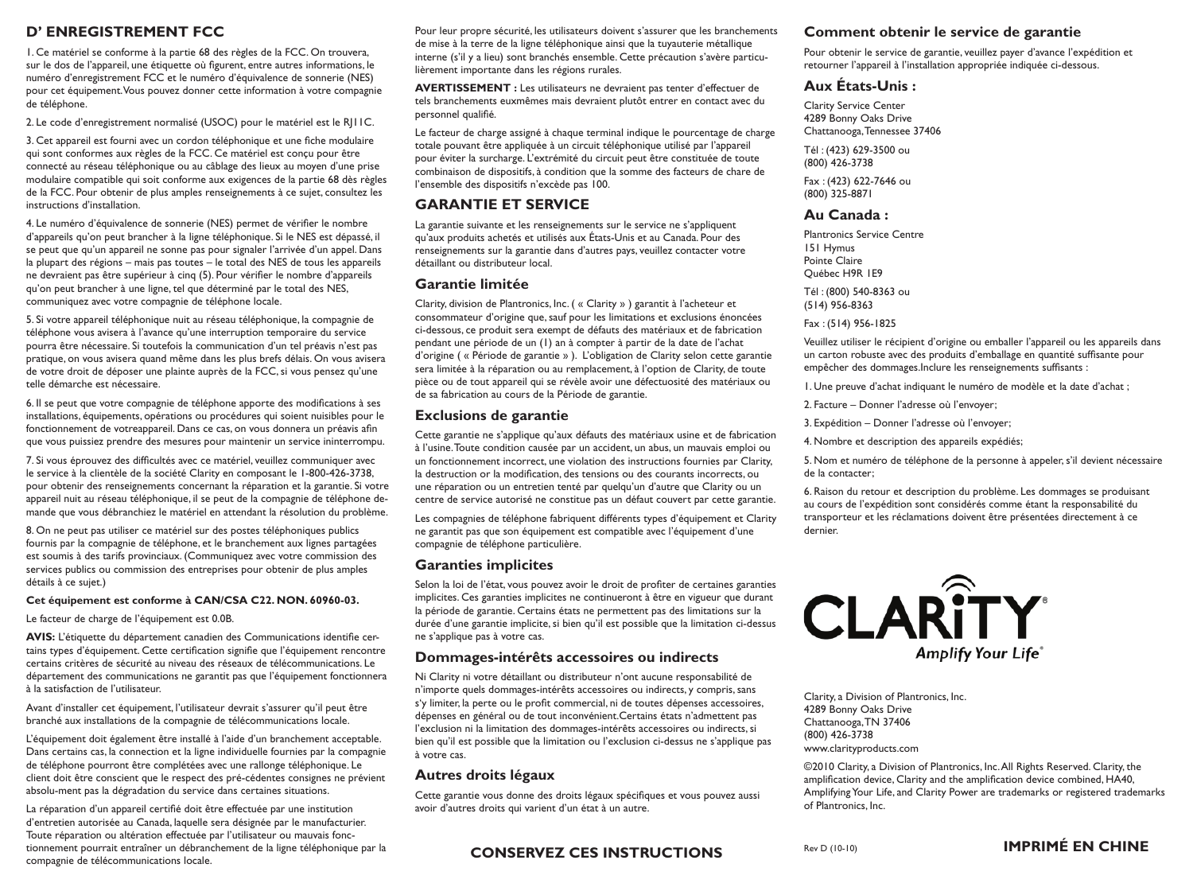## D' ENREGISTREMENT FCC

1. Ce matériel se conforme à la partie 68 des règles de la FCC. On trouvera, sur le dos de l'appareil, une étiquette où figurent, entre autres informations, le numéro d'enregistrement FCC et le numéro d'équivalence de sonnerie (NES) pour cet équipement. Vous pouvez donner cette information à votre compagnie de téléphone.

2. Le code d'enregistrement normalisé (USOC) pour le matériel est le RJ11C.

3. Cet appareil est fourni avec un cordon téléphonique et une fiche modulaire qui sont conformes aux règles de la FCC. Ce matériel est conçu pour être connecté au réseau téléphonique ou au câblage des lieux au moyen d'une prise modulaire compatible qui soit conforme aux exigences de la partie 68 dès règles de la FCC. Pour obtenir de plus amples renseignements à ce sujet, consultez les instructions d'installation.

4. Le numéro d'équivalence de sonnerie (NES) permet de vérifier le nombre d'appareils qu'on peut brancher à la ligne téléphonique. Si le NES est dépassé, il se peut que qu'un appareil ne sonne pas pour signaler l'arrivée d'un appel. Dans la plupart des régions – mais pas toutes – le total des NES de tous les appareils ne devraient pas être supérieur à cinq (5). Pour vérifier le nombre d'appareils qu'on peut brancher à une ligne, tel que déterminé par le total des NES, communiquez avec votre compagnie de téléphone locale.

5. Si votre appareil téléphonique nuit au réseau téléphonique, la compagnie de téléphone vous avisera à l'avance qu'une interruption temporaire du service pourra être nécessaire. Si toutefois la communication d'un tel préavis n'est pas pratique, on vous avisera quand même dans les plus brefs délais. On vous avisera de votre droit de déposer une plainte auprès de la FCC, si vous pensez qu'une telle démarche est nécessaire.

6. Il se peut que votre compagnie de téléphone apporte des modifications à ses installations, équipements, opérations ou procédures qui soient nuisibles pour le fonctionnement de votreappareil. Dans ce cas, on vous donnera un préavis afin que vous puissiez prendre des mesures pour maintenir un service ininterrompu.

7. Si vous éprouvez des difficultés avec ce matériel, veuillez communiquer avec le service à la clientèle de la société Clarity en composant le 1-800-426-3738, pour obtenir des renseignements concernant la réparation et la garantie. Si votre appareil nuit au réseau téléphonique, il se peut de la compagnie de téléphone demande que vous débranchiez le matériel en attendant la résolution du problème.

8. On ne peut pas utiliser ce matériel sur des postes téléphoniques publics fournis par la compagnie de téléphone, et le branchement aux lignes partagées est soumis à des tarifs provinciaux. (Communiquez avec votre commission des services publics ou commission des entreprises pour obtenir de plus amples détails à ce sujet.)

**Cet équipement est conforme à CAN/CSA C22. NON. 60960-03.**

Le facteur de charge de l'équipement est 0.0B.

**AVIS:** L'étiquette du département canadien des Communications identifie certains types d'équipement. Cette certification signifie que l'équipement rencontre certains critères de sécurité au niveau des réseaux de télécommunications. Le département des communications ne garantit pas que l'équipement fonctionnera à la satisfaction de l'utilisateur.

Avant d'installer cet équipement, l'utilisateur devrait s'assurer qu'il peut être branché aux installations de la compagnie de télécommunications locale.

L'équipement doit également être installé à l'aide d'un branchement acceptable. Dans certains cas, la connection et la ligne individuelle fournies par la compagnie de téléphone pourront être complétées avec une rallonge téléphonique. Le client doit être conscient que le respect des pré-cédentes consignes ne prévient absolu-ment pas la dégradation du service dans certaines situations.

La réparation d'un appareil certifié doit être effectuée par une institution d'entretien autorisée au Canada, laquelle sera désignée par le manufacturier. Toute réparation ou altération effectuée par l'utilisateur ou mauvais fonctionnement pourrait entraîner un débranchement de la ligne téléphonique par la compagnie de télécommunications locale.

Pour leur propre sécurité, les utilisateurs doivent s'assurer que les branchements de mise à la terre de la ligne téléphonique ainsi que la tuyauterie métallique interne (s'il y a lieu) sont branchés ensemble. Cette précaution s'avère particulièrement importante dans les régions rurales.

**AVERTISSEMENT :** Les utilisateurs ne devraient pas tenter d'effectuer de tels branchements euxmêmes mais devraient plutôt entrer en contact avec du personnel qualifié.

Le facteur de charge assigné à chaque terminal indique le pourcentage de charge totale pouvant être appliquée à un circuit téléphonique utilisé par l'appareil pour éviter la surcharge. L'extrémité du circuit peut être constituée de toute combinaison de dispositifs, à condition que la somme des facteurs de chare de l'ensemble des dispositifs n'excède pas 100.

## GARANTIE ET SERVICE

La garantie suivante et les renseignements sur le service ne s'appliquent qu'aux produits achetés et utilisés aux États-Unis et au Canada. Pour des renseignements sur la garantie dans d'autres pays, veuillez contacter votre détaillant ou distributeur local.

### Garantie limitée

Clarity, division de Plantronics, Inc. ( « Clarity » ) garantit à l'acheteur et consommateur d'origine que, sauf pour les limitations et exclusions énoncées ci-dessous, ce produit sera exempt de défauts des matériaux et de fabrication pendant une période de un (1) an à compter à partir de la date de l'achat d'origine ( « Période de garantie » ). L'obligation de Clarity selon cette garantie sera limitée à la réparation ou au remplacement, à l'option de Clarity, de toute pièce ou de tout appareil qui se révèle avoir une défectuosité des matériaux ou de sa fabrication au cours de la Période de garantie.

### Exclusions de garantie

Cette garantie ne s'applique qu'aux défauts des matériaux usine et de fabrication à l'usine. Toute condition causée par un accident, un abus, un mauvais emploi ou un fonctionnement incorrect, une violation des instructions fournies par Clarity, la destruction or la modification, des tensions ou des courants incorrects, ou une réparation ou un entretien tenté par quelqu'un d'autre que Clarity ou un centre de service autorisé ne constitue pas un défaut couvert par cette garantie.

Les compagnies de téléphone fabriquent différents types d'équipement et Clarity ne garantit pas que son équipement est compatible avec l'équipement d'une compagnie de téléphone particulière.

### Garanties implicites

Selon la loi de l'état, vous pouvez avoir le droit de profiter de certaines garanties implicites. Ces garanties implicites ne continueront à être en vigueur que durant la période de garantie. Certains états ne permettent pas des limitations sur la durée d'une garantie implicite, si bien qu'il est possible que la limitation ci-dessus ne s'applique pas à votre cas.

### Dommages-intérêts accessoires ou indirects

Ni Clarity ni votre détaillant ou distributeur n'ont aucune responsabilité de n'importe quels dommages-intérêts accessoires ou indirects, y compris, sans s'y limiter, la perte ou le profit commercial, ni de toutes dépenses accessoires, dépenses en général ou de tout inconvénient.Certains états n'admettent pas l'exclusion ni la limitation des dommages-intérêts accessoires ou indirects, si bien qu'il est possible que la limitation ou l'exclusion ci-dessus ne s'applique pas à votre cas.

### Autres droits légaux

Cette garantie vous donne des droits légaux spécifiques et vous pouvez aussi avoir d'autres droits qui varient d'un état à un autre.

**CONSERVEZ CES INSTRUCTIONS**

### Comment obtenir le service de garantie

Pour obtenir le service de garantie, veuillez payer d'avance l'expédition et retourner l'appareil à l'installation appropriée indiquée ci-dessous.

### Aux États-Unis :

Clarity Service Center
4289 Bonny Oaks Drive
Chattanooga, Tennessee 37406

Tél : (423) 629-3500 ou
(800) 426-3738

Fax : (423) 622-7646 ou
(800) 325-8871

### Au Canada :

Plantronics Service Centre
151 Hymus
Pointe Claire
Québec H9R 1E9

Tél : (800) 540-8363 ou
(514) 956-8363

Fax : (514) 956-1825

Veuillez utiliser le récipient d'origine ou emballer l'appareil ou les appareils dans un carton robuste avec des produits d'emballage en quantité suffisante pour empêcher des dommages.Inclure les renseignements suffisants :

1. Une preuve d'achat indiquant le numéro de modèle et la date d'achat ;
2. Facture – Donner l'adresse où l'envoyer;
3. Expédition – Donner l'adresse où l'envoyer;
4. Nombre et description des appareils expédiés;
5. Nom et numéro de téléphone de la personne à appeler, s'il devient nécessaire de la contacter;
6. Raison du retour et description du problème. Les dommages se produisant au cours de l'expédition sont considérés comme étant la responsabilité du transporteur et les réclamations doivent être présentées directement à ce dernier.

CLARiTY®
Amplify Your Life®

Clarity, a Division of Plantronics, Inc.
4289 Bonny Oaks Drive
Chattanooga, TN 37406
(800) 426-3738
www.clarityproducts.com

©2010 Clarity, a Division of Plantronics, Inc. All Rights Reserved. Clarity, the amplification device, Clarity and the amplification device combined, HA40, Amplifying Your Life, and Clarity Power are trademarks or registered trademarks of Plantronics, Inc.

Rev D (10-10)

**IMPRIMÉ EN CHINE**